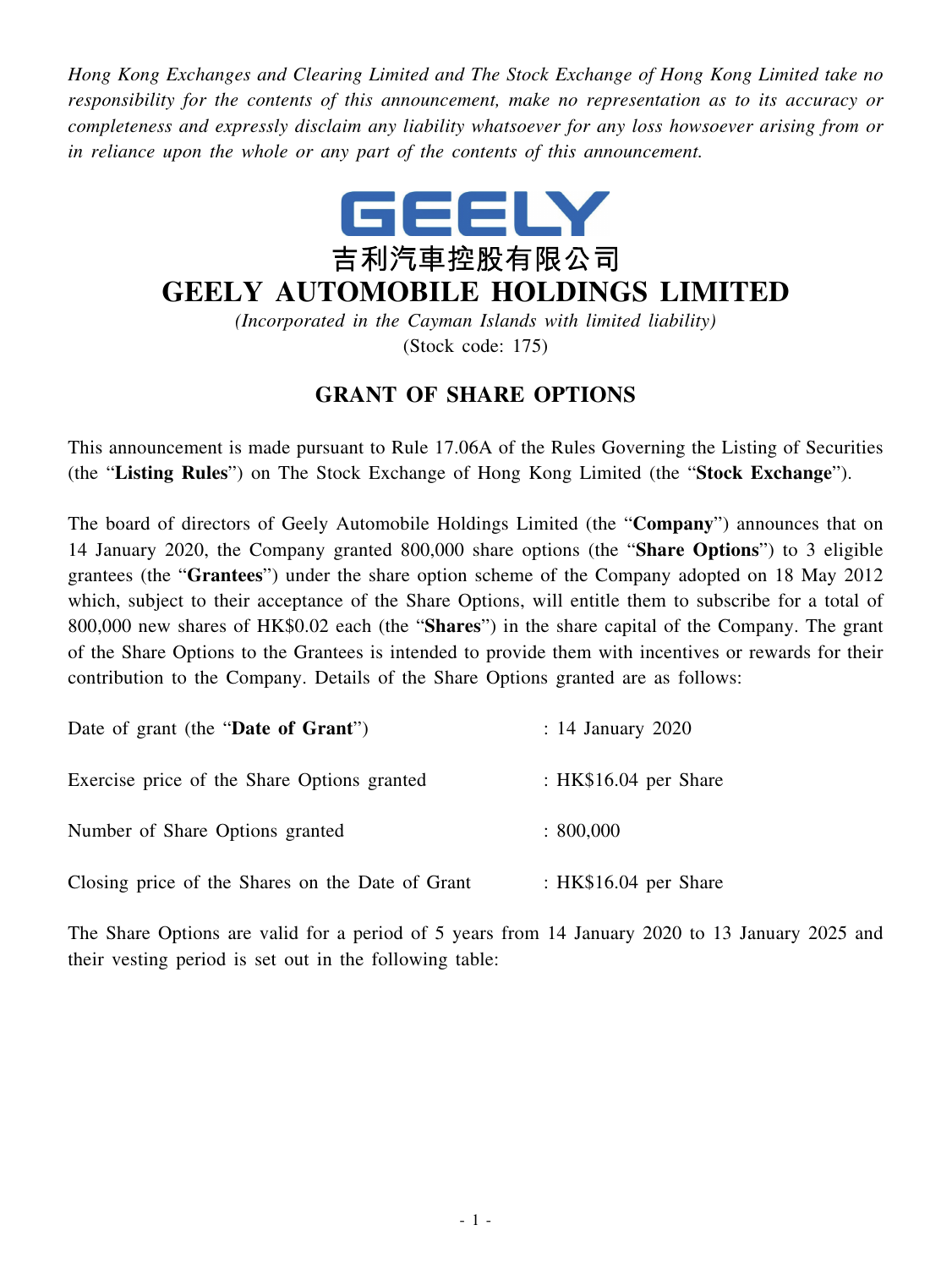*Hong Kong Exchanges and Clearing Limited and The Stock Exchange of Hong Kong Limited take no responsibility for the contents of this announcement, make no representation as to its accuracy or completeness and expressly disclaim any liability whatsoever for any loss howsoever arising from or in reliance upon the whole or any part of the contents of this announcement.*

GEELY

# 吉利汽車控股有限公司
# GEELY AUTOMOBILE HOLDINGS LIMITED

*(Incorporated in the Cayman Islands with limited liability)*
(Stock code: 175)

## GRANT OF SHARE OPTIONS

This announcement is made pursuant to Rule 17.06A of the Rules Governing the Listing of Securities (the "**Listing Rules**") on The Stock Exchange of Hong Kong Limited (the "**Stock Exchange**").

The board of directors of Geely Automobile Holdings Limited (the "**Company**") announces that on 14 January 2020, the Company granted 800,000 share options (the "**Share Options**") to 3 eligible grantees (the "**Grantees**") under the share option scheme of the Company adopted on 18 May 2012 which, subject to their acceptance of the Share Options, will entitle them to subscribe for a total of 800,000 new shares of HK$0.02 each (the "**Shares**") in the share capital of the Company. The grant of the Share Options to the Grantees is intended to provide them with incentives or rewards for their contribution to the Company. Details of the Share Options granted are as follows:

| | |
|---|---|
| Date of grant (the "**Date of Grant**") | : 14 January 2020 |
| Exercise price of the Share Options granted | : HK$16.04 per Share |
| Number of Share Options granted | : 800,000 |
| Closing price of the Shares on the Date of Grant | : HK$16.04 per Share |

The Share Options are valid for a period of 5 years from 14 January 2020 to 13 January 2025 and their vesting period is set out in the following table: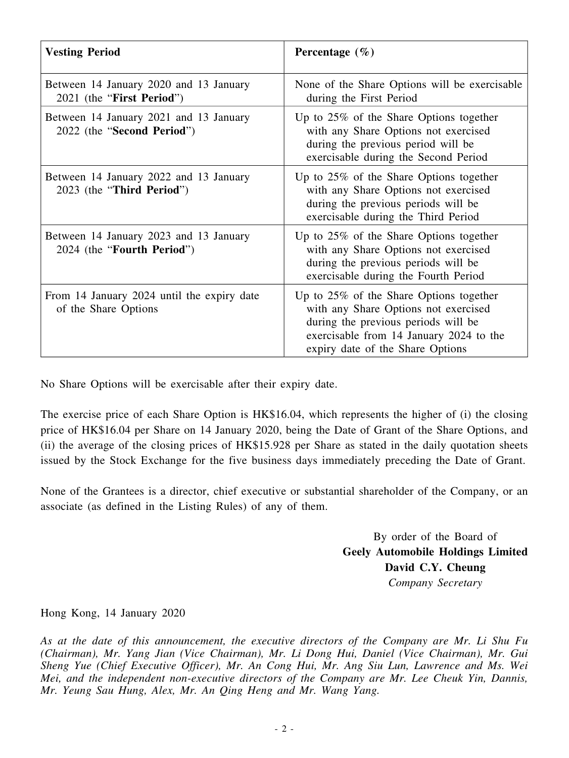| Vesting Period | Percentage (%) |
|---|---|
| Between 14 January 2020 and 13 January 2021 (the "**First Period**") | None of the Share Options will be exercisable during the First Period |
| Between 14 January 2021 and 13 January 2022 (the "**Second Period**") | Up to 25% of the Share Options together with any Share Options not exercised during the previous period will be exercisable during the Second Period |
| Between 14 January 2022 and 13 January 2023 (the "**Third Period**") | Up to 25% of the Share Options together with any Share Options not exercised during the previous periods will be exercisable during the Third Period |
| Between 14 January 2023 and 13 January 2024 (the "**Fourth Period**") | Up to 25% of the Share Options together with any Share Options not exercised during the previous periods will be exercisable during the Fourth Period |
| From 14 January 2024 until the expiry date of the Share Options | Up to 25% of the Share Options together with any Share Options not exercised during the previous periods will be exercisable from 14 January 2024 to the expiry date of the Share Options |

No Share Options will be exercisable after their expiry date.

The exercise price of each Share Option is HK$16.04, which represents the higher of (i) the closing price of HK$16.04 per Share on 14 January 2020, being the Date of Grant of the Share Options, and (ii) the average of the closing prices of HK$15.928 per Share as stated in the daily quotation sheets issued by the Stock Exchange for the five business days immediately preceding the Date of Grant.

None of the Grantees is a director, chief executive or substantial shareholder of the Company, or an associate (as defined in the Listing Rules) of any of them.

By order of the Board of
**Geely Automobile Holdings Limited**
**David C.Y. Cheung**
*Company Secretary*

Hong Kong, 14 January 2020

*As at the date of this announcement, the executive directors of the Company are Mr. Li Shu Fu (Chairman), Mr. Yang Jian (Vice Chairman), Mr. Li Dong Hui, Daniel (Vice Chairman), Mr. Gui Sheng Yue (Chief Executive Officer), Mr. An Cong Hui, Mr. Ang Siu Lun, Lawrence and Ms. Wei Mei, and the independent non-executive directors of the Company are Mr. Lee Cheuk Yin, Dannis, Mr. Yeung Sau Hung, Alex, Mr. An Qing Heng and Mr. Wang Yang.*